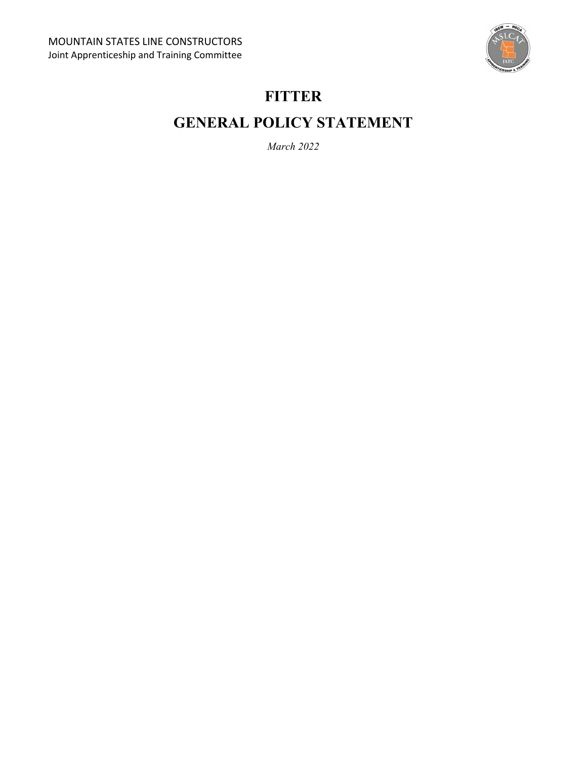MOUNTAIN STATES LINE CONSTRUCTORS
Joint Apprenticeship and Training Committee

# FITTER

# GENERAL POLICY STATEMENT

*March 2022*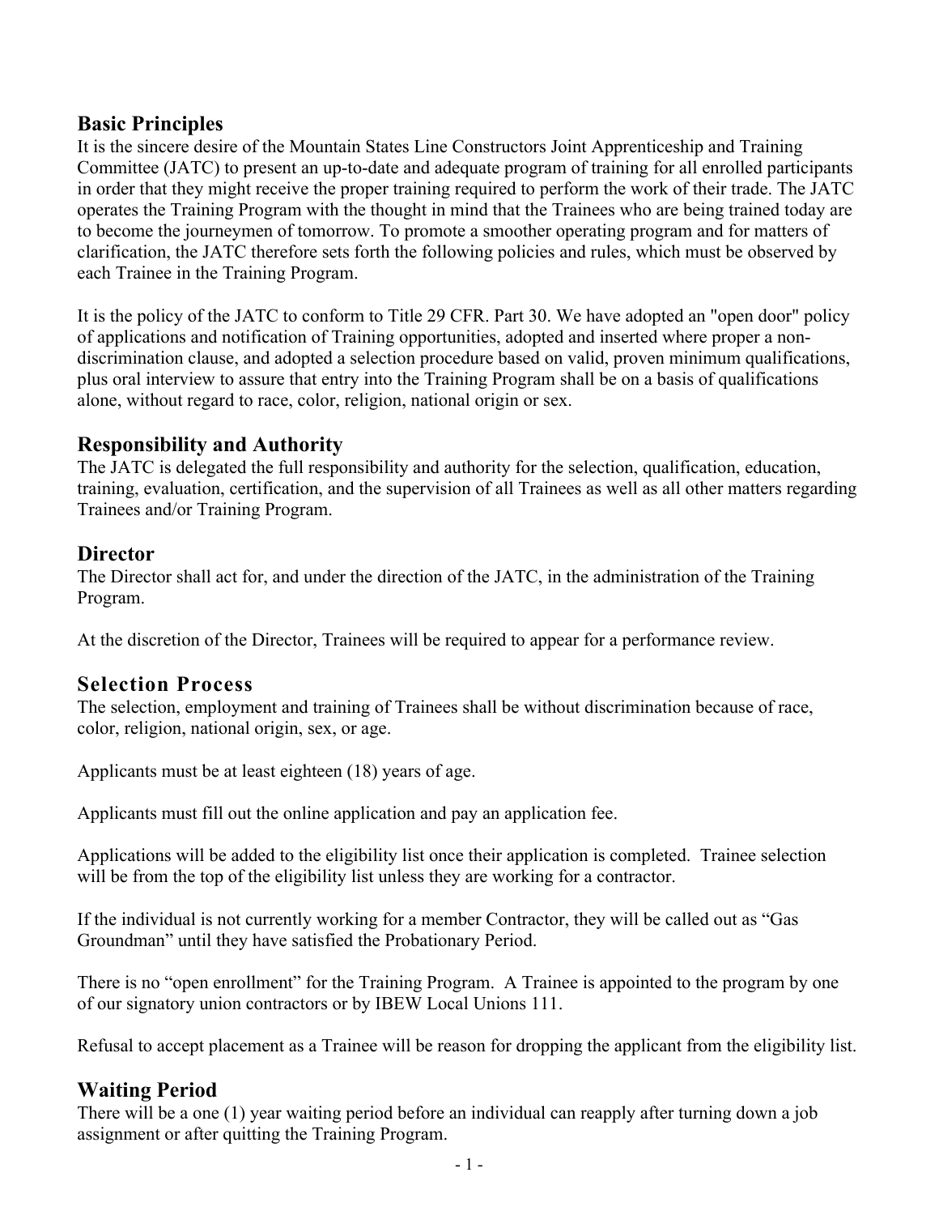## Basic Principles

It is the sincere desire of the Mountain States Line Constructors Joint Apprenticeship and Training Committee (JATC) to present an up-to-date and adequate program of training for all enrolled participants in order that they might receive the proper training required to perform the work of their trade. The JATC operates the Training Program with the thought in mind that the Trainees who are being trained today are to become the journeymen of tomorrow. To promote a smoother operating program and for matters of clarification, the JATC therefore sets forth the following policies and rules, which must be observed by each Trainee in the Training Program.

It is the policy of the JATC to conform to Title 29 CFR. Part 30. We have adopted an "open door" policy of applications and notification of Training opportunities, adopted and inserted where proper a non-discrimination clause, and adopted a selection procedure based on valid, proven minimum qualifications, plus oral interview to assure that entry into the Training Program shall be on a basis of qualifications alone, without regard to race, color, religion, national origin or sex.

## Responsibility and Authority

The JATC is delegated the full responsibility and authority for the selection, qualification, education, training, evaluation, certification, and the supervision of all Trainees as well as all other matters regarding Trainees and/or Training Program.

## Director

The Director shall act for, and under the direction of the JATC, in the administration of the Training Program.

At the discretion of the Director, Trainees will be required to appear for a performance review.

## Selection Process

The selection, employment and training of Trainees shall be without discrimination because of race, color, religion, national origin, sex, or age.

Applicants must be at least eighteen (18) years of age.

Applicants must fill out the online application and pay an application fee.

Applications will be added to the eligibility list once their application is completed. Trainee selection will be from the top of the eligibility list unless they are working for a contractor.

If the individual is not currently working for a member Contractor, they will be called out as "Gas Groundman" until they have satisfied the Probationary Period.

There is no "open enrollment" for the Training Program. A Trainee is appointed to the program by one of our signatory union contractors or by IBEW Local Unions 111.

Refusal to accept placement as a Trainee will be reason for dropping the applicant from the eligibility list.

## Waiting Period

There will be a one (1) year waiting period before an individual can reapply after turning down a job assignment or after quitting the Training Program.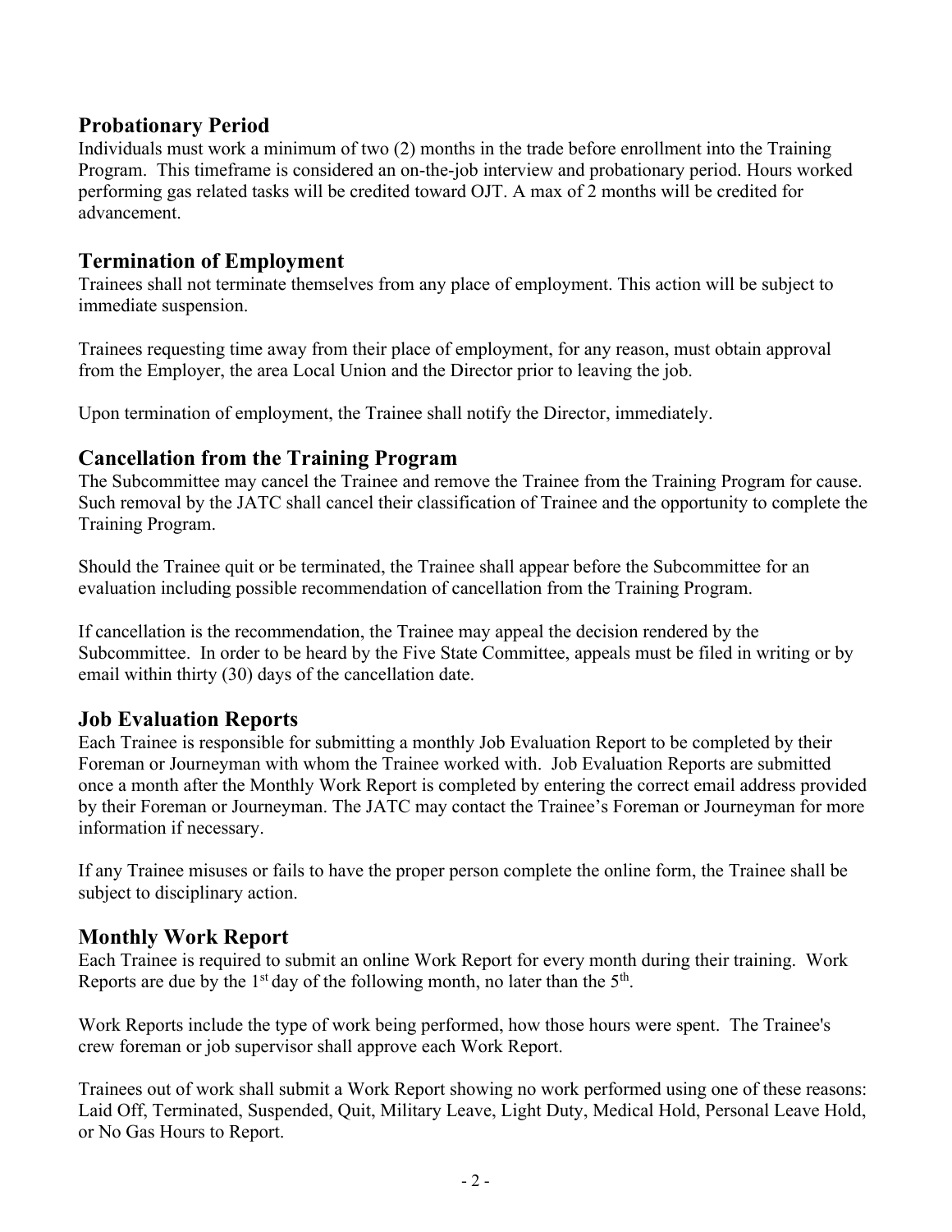## Probationary Period

Individuals must work a minimum of two (2) months in the trade before enrollment into the Training Program. This timeframe is considered an on-the-job interview and probationary period. Hours worked performing gas related tasks will be credited toward OJT. A max of 2 months will be credited for advancement.

## Termination of Employment

Trainees shall not terminate themselves from any place of employment. This action will be subject to immediate suspension.

Trainees requesting time away from their place of employment, for any reason, must obtain approval from the Employer, the area Local Union and the Director prior to leaving the job.

Upon termination of employment, the Trainee shall notify the Director, immediately.

## Cancellation from the Training Program

The Subcommittee may cancel the Trainee and remove the Trainee from the Training Program for cause. Such removal by the JATC shall cancel their classification of Trainee and the opportunity to complete the Training Program.

Should the Trainee quit or be terminated, the Trainee shall appear before the Subcommittee for an evaluation including possible recommendation of cancellation from the Training Program.

If cancellation is the recommendation, the Trainee may appeal the decision rendered by the Subcommittee. In order to be heard by the Five State Committee, appeals must be filed in writing or by email within thirty (30) days of the cancellation date.

## Job Evaluation Reports

Each Trainee is responsible for submitting a monthly Job Evaluation Report to be completed by their Foreman or Journeyman with whom the Trainee worked with. Job Evaluation Reports are submitted once a month after the Monthly Work Report is completed by entering the correct email address provided by their Foreman or Journeyman. The JATC may contact the Trainee's Foreman or Journeyman for more information if necessary.

If any Trainee misuses or fails to have the proper person complete the online form, the Trainee shall be subject to disciplinary action.

## Monthly Work Report

Each Trainee is required to submit an online Work Report for every month during their training. Work Reports are due by the 1st day of the following month, no later than the 5th.

Work Reports include the type of work being performed, how those hours were spent. The Trainee's crew foreman or job supervisor shall approve each Work Report.

Trainees out of work shall submit a Work Report showing no work performed using one of these reasons: Laid Off, Terminated, Suspended, Quit, Military Leave, Light Duty, Medical Hold, Personal Leave Hold, or No Gas Hours to Report.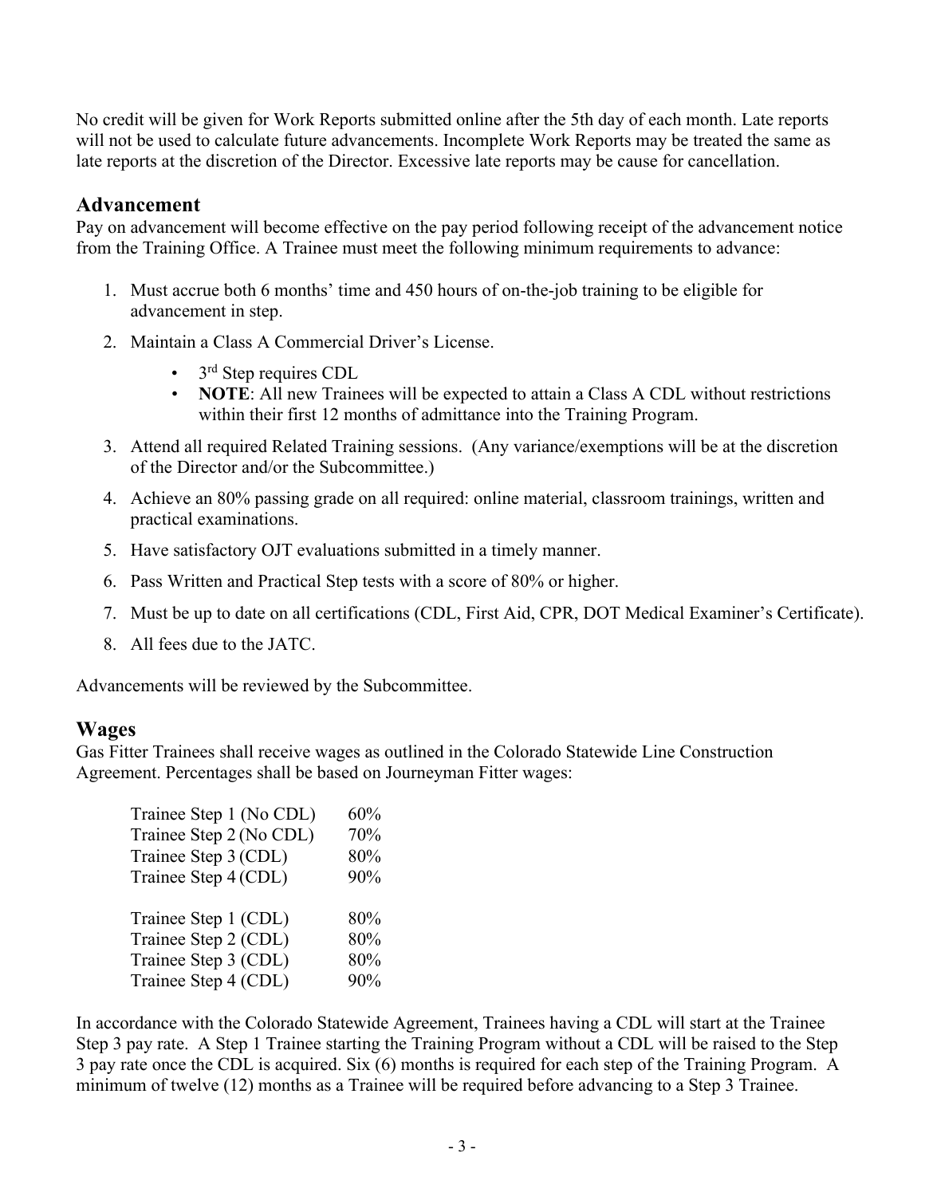No credit will be given for Work Reports submitted online after the 5th day of each month. Late reports will not be used to calculate future advancements. Incomplete Work Reports may be treated the same as late reports at the discretion of the Director. Excessive late reports may be cause for cancellation.

## Advancement

Pay on advancement will become effective on the pay period following receipt of the advancement notice from the Training Office. A Trainee must meet the following minimum requirements to advance:

1. Must accrue both 6 months' time and 450 hours of on-the-job training to be eligible for advancement in step.
2. Maintain a Class A Commercial Driver's License.
   - 3rd Step requires CDL
   - **NOTE**: All new Trainees will be expected to attain a Class A CDL without restrictions within their first 12 months of admittance into the Training Program.
3. Attend all required Related Training sessions. (Any variance/exemptions will be at the discretion of the Director and/or the Subcommittee.)
4. Achieve an 80% passing grade on all required: online material, classroom trainings, written and practical examinations.
5. Have satisfactory OJT evaluations submitted in a timely manner.
6. Pass Written and Practical Step tests with a score of 80% or higher.
7. Must be up to date on all certifications (CDL, First Aid, CPR, DOT Medical Examiner's Certificate).
8. All fees due to the JATC.

Advancements will be reviewed by the Subcommittee.

## Wages

Gas Fitter Trainees shall receive wages as outlined in the Colorado Statewide Line Construction Agreement. Percentages shall be based on Journeyman Fitter wages:

| | |
|---|---|
| Trainee Step 1 (No CDL) | 60% |
| Trainee Step 2 (No CDL) | 70% |
| Trainee Step 3 (CDL) | 80% |
| Trainee Step 4 (CDL) | 90% |

| | |
|---|---|
| Trainee Step 1 (CDL) | 80% |
| Trainee Step 2 (CDL) | 80% |
| Trainee Step 3 (CDL) | 80% |
| Trainee Step 4 (CDL) | 90% |

In accordance with the Colorado Statewide Agreement, Trainees having a CDL will start at the Trainee Step 3 pay rate. A Step 1 Trainee starting the Training Program without a CDL will be raised to the Step 3 pay rate once the CDL is acquired. Six (6) months is required for each step of the Training Program. A minimum of twelve (12) months as a Trainee will be required before advancing to a Step 3 Trainee.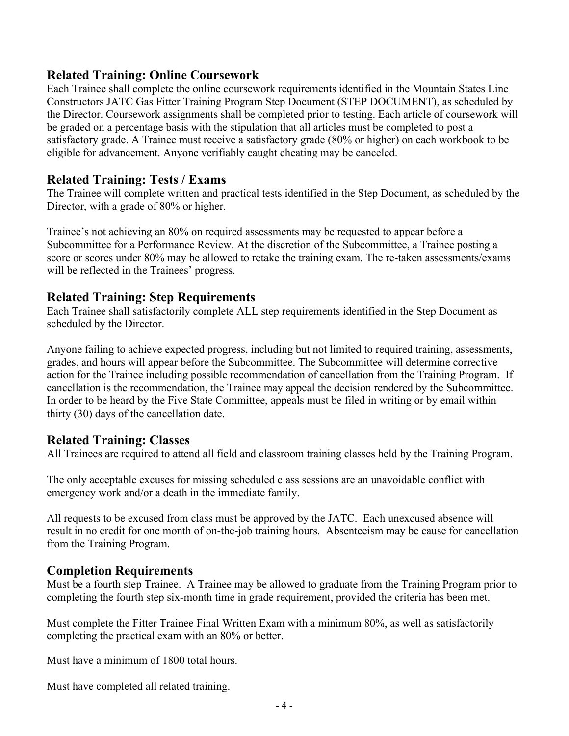## Related Training: Online Coursework

Each Trainee shall complete the online coursework requirements identified in the Mountain States Line Constructors JATC Gas Fitter Training Program Step Document (STEP DOCUMENT), as scheduled by the Director. Coursework assignments shall be completed prior to testing. Each article of coursework will be graded on a percentage basis with the stipulation that all articles must be completed to post a satisfactory grade. A Trainee must receive a satisfactory grade (80% or higher) on each workbook to be eligible for advancement. Anyone verifiably caught cheating may be canceled.

## Related Training: Tests / Exams

The Trainee will complete written and practical tests identified in the Step Document, as scheduled by the Director, with a grade of 80% or higher.

Trainee's not achieving an 80% on required assessments may be requested to appear before a Subcommittee for a Performance Review. At the discretion of the Subcommittee, a Trainee posting a score or scores under 80% may be allowed to retake the training exam. The re-taken assessments/exams will be reflected in the Trainees' progress.

## Related Training: Step Requirements

Each Trainee shall satisfactorily complete ALL step requirements identified in the Step Document as scheduled by the Director.

Anyone failing to achieve expected progress, including but not limited to required training, assessments, grades, and hours will appear before the Subcommittee. The Subcommittee will determine corrective action for the Trainee including possible recommendation of cancellation from the Training Program. If cancellation is the recommendation, the Trainee may appeal the decision rendered by the Subcommittee. In order to be heard by the Five State Committee, appeals must be filed in writing or by email within thirty (30) days of the cancellation date.

## Related Training: Classes

All Trainees are required to attend all field and classroom training classes held by the Training Program.

The only acceptable excuses for missing scheduled class sessions are an unavoidable conflict with emergency work and/or a death in the immediate family.

All requests to be excused from class must be approved by the JATC. Each unexcused absence will result in no credit for one month of on-the-job training hours. Absenteeism may be cause for cancellation from the Training Program.

## Completion Requirements

Must be a fourth step Trainee. A Trainee may be allowed to graduate from the Training Program prior to completing the fourth step six-month time in grade requirement, provided the criteria has been met.

Must complete the Fitter Trainee Final Written Exam with a minimum 80%, as well as satisfactorily completing the practical exam with an 80% or better.

Must have a minimum of 1800 total hours.

Must have completed all related training.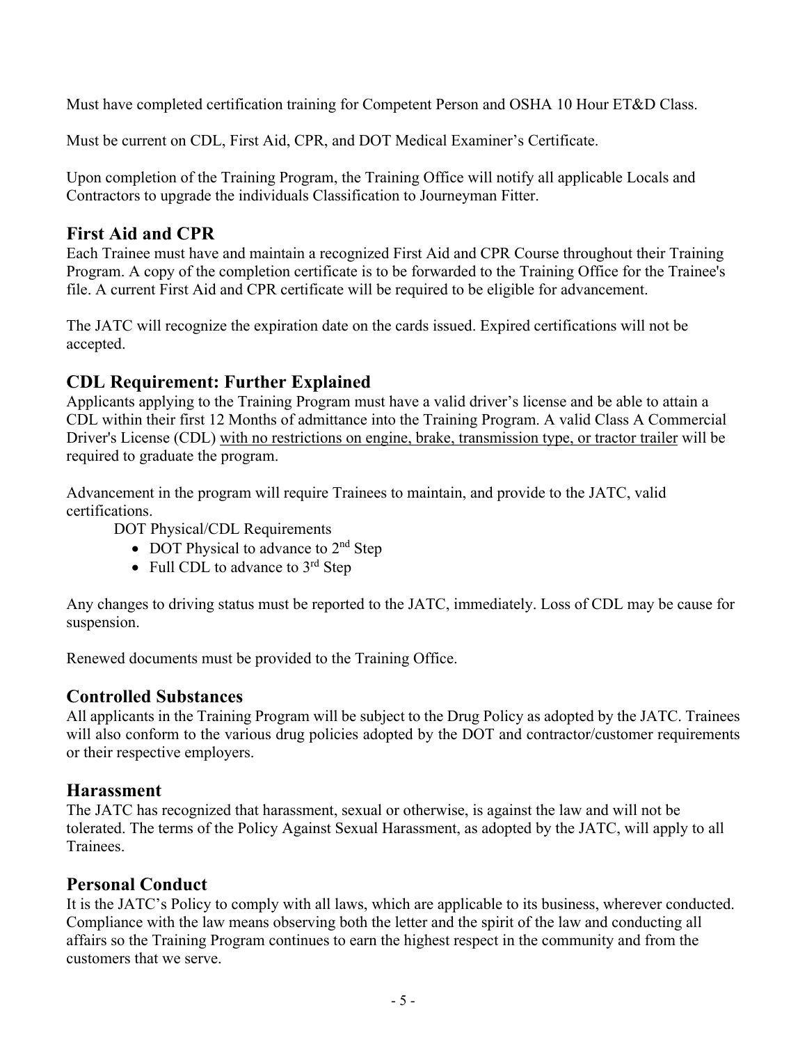Must have completed certification training for Competent Person and OSHA 10 Hour ET&D Class.

Must be current on CDL, First Aid, CPR, and DOT Medical Examiner's Certificate.

Upon completion of the Training Program, the Training Office will notify all applicable Locals and Contractors to upgrade the individuals Classification to Journeyman Fitter.

## First Aid and CPR

Each Trainee must have and maintain a recognized First Aid and CPR Course throughout their Training Program. A copy of the completion certificate is to be forwarded to the Training Office for the Trainee's file. A current First Aid and CPR certificate will be required to be eligible for advancement.

The JATC will recognize the expiration date on the cards issued. Expired certifications will not be accepted.

## CDL Requirement: Further Explained

Applicants applying to the Training Program must have a valid driver's license and be able to attain a CDL within their first 12 Months of admittance into the Training Program. A valid Class A Commercial Driver's License (CDL) <u>with no restrictions on engine, brake, transmission type, or tractor trailer</u> will be required to graduate the program.

Advancement in the program will require Trainees to maintain, and provide to the JATC, valid certifications.

DOT Physical/CDL Requirements

- DOT Physical to advance to 2nd Step
- Full CDL to advance to 3rd Step

Any changes to driving status must be reported to the JATC, immediately. Loss of CDL may be cause for suspension.

Renewed documents must be provided to the Training Office.

## Controlled Substances

All applicants in the Training Program will be subject to the Drug Policy as adopted by the JATC. Trainees will also conform to the various drug policies adopted by the DOT and contractor/customer requirements or their respective employers.

## Harassment

The JATC has recognized that harassment, sexual or otherwise, is against the law and will not be tolerated. The terms of the Policy Against Sexual Harassment, as adopted by the JATC, will apply to all Trainees.

## Personal Conduct

It is the JATC's Policy to comply with all laws, which are applicable to its business, wherever conducted. Compliance with the law means observing both the letter and the spirit of the law and conducting all affairs so the Training Program continues to earn the highest respect in the community and from the customers that we serve.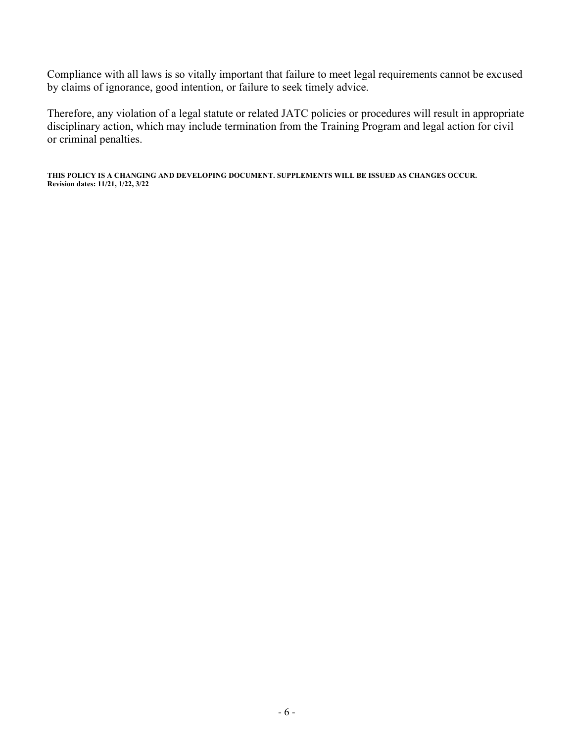Compliance with all laws is so vitally important that failure to meet legal requirements cannot be excused by claims of ignorance, good intention, or failure to seek timely advice.

Therefore, any violation of a legal statute or related JATC policies or procedures will result in appropriate disciplinary action, which may include termination from the Training Program and legal action for civil or criminal penalties.

**THIS POLICY IS A CHANGING AND DEVELOPING DOCUMENT. SUPPLEMENTS WILL BE ISSUED AS CHANGES OCCUR.**
**Revision dates: 11/21, 1/22, 3/22**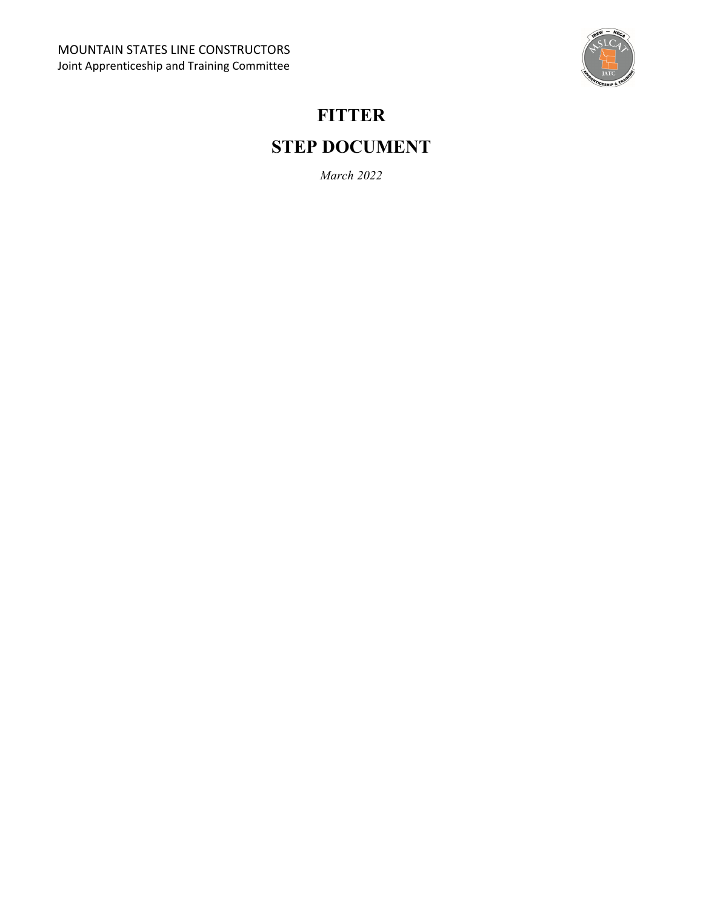MOUNTAIN STATES LINE CONSTRUCTORS
Joint Apprenticeship and Training Committee

# FITTER

# STEP DOCUMENT

*March 2022*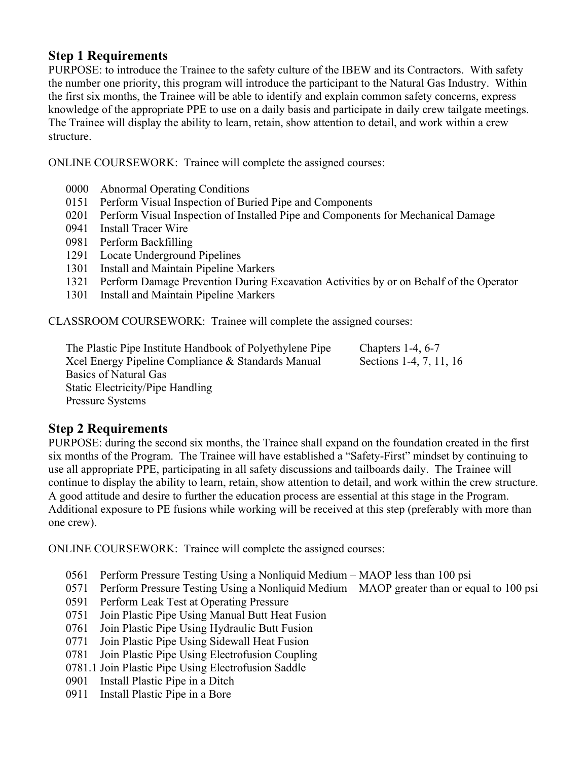## Step 1 Requirements

PURPOSE: to introduce the Trainee to the safety culture of the IBEW and its Contractors. With safety the number one priority, this program will introduce the participant to the Natural Gas Industry. Within the first six months, the Trainee will be able to identify and explain common safety concerns, express knowledge of the appropriate PPE to use on a daily basis and participate in daily crew tailgate meetings. The Trainee will display the ability to learn, retain, show attention to detail, and work within a crew structure.

ONLINE COURSEWORK: Trainee will complete the assigned courses:

- 0000 Abnormal Operating Conditions
- 0151 Perform Visual Inspection of Buried Pipe and Components
- 0201 Perform Visual Inspection of Installed Pipe and Components for Mechanical Damage
- 0941 Install Tracer Wire
- 0981 Perform Backfilling
- 1291 Locate Underground Pipelines
- 1301 Install and Maintain Pipeline Markers
- 1321 Perform Damage Prevention During Excavation Activities by or on Behalf of the Operator
- 1301 Install and Maintain Pipeline Markers

CLASSROOM COURSEWORK: Trainee will complete the assigned courses:

| | |
|---|---|
| The Plastic Pipe Institute Handbook of Polyethylene Pipe | Chapters 1-4, 6-7 |
| Xcel Energy Pipeline Compliance & Standards Manual | Sections 1-4, 7, 11, 16 |
| Basics of Natural Gas | |
| Static Electricity/Pipe Handling | |
| Pressure Systems | |

## Step 2 Requirements

PURPOSE: during the second six months, the Trainee shall expand on the foundation created in the first six months of the Program. The Trainee will have established a "Safety-First" mindset by continuing to use all appropriate PPE, participating in all safety discussions and tailboards daily. The Trainee will continue to display the ability to learn, retain, show attention to detail, and work within the crew structure. A good attitude and desire to further the education process are essential at this stage in the Program. Additional exposure to PE fusions while working will be received at this step (preferably with more than one crew).

ONLINE COURSEWORK: Trainee will complete the assigned courses:

- 0561 Perform Pressure Testing Using a Nonliquid Medium – MAOP less than 100 psi
- 0571 Perform Pressure Testing Using a Nonliquid Medium – MAOP greater than or equal to 100 psi
- 0591 Perform Leak Test at Operating Pressure
- 0751 Join Plastic Pipe Using Manual Butt Heat Fusion
- 0761 Join Plastic Pipe Using Hydraulic Butt Fusion
- 0771 Join Plastic Pipe Using Sidewall Heat Fusion
- 0781 Join Plastic Pipe Using Electrofusion Coupling
- 0781.1 Join Plastic Pipe Using Electrofusion Saddle
- 0901 Install Plastic Pipe in a Ditch
- 0911 Install Plastic Pipe in a Bore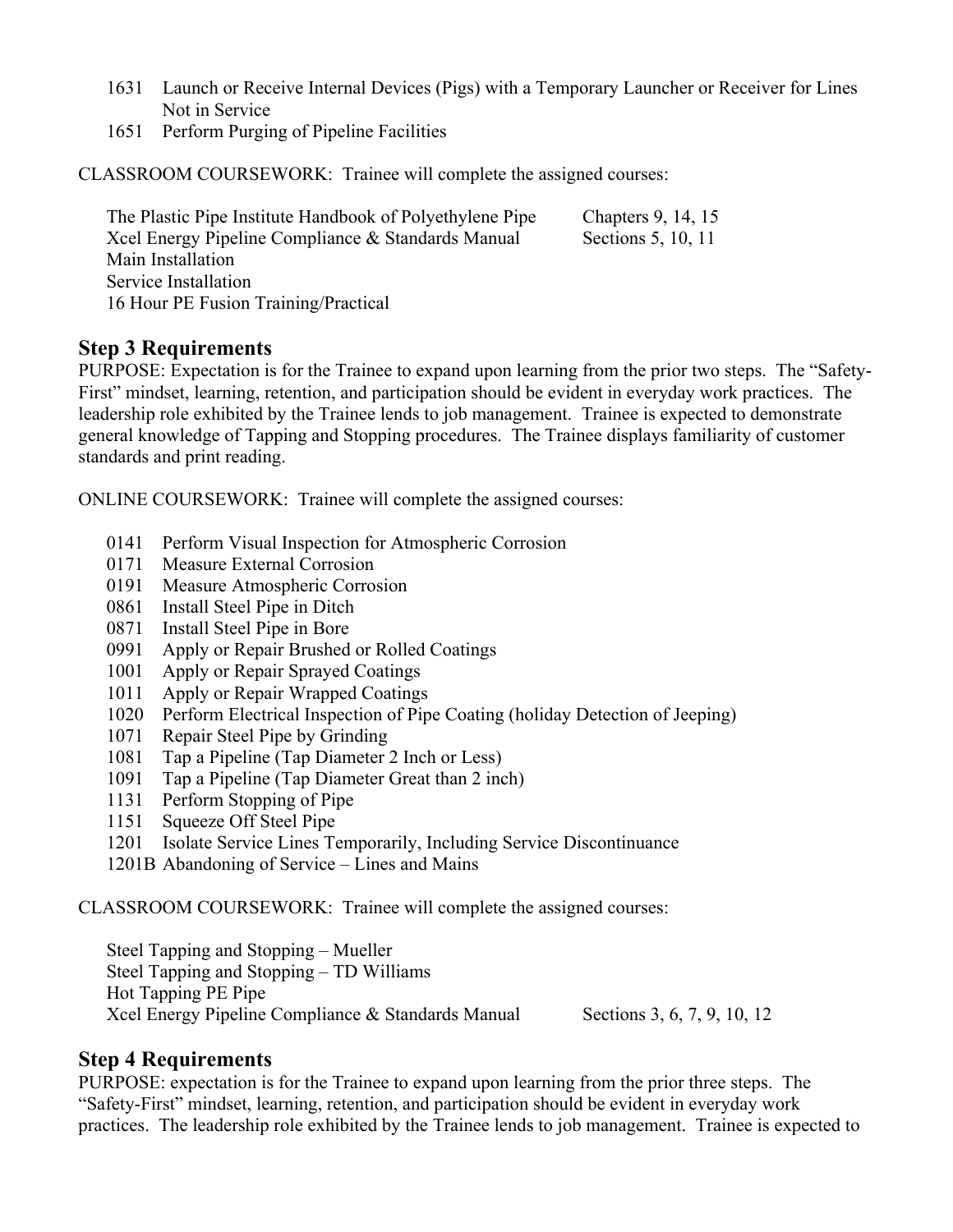- 1631 Launch or Receive Internal Devices (Pigs) with a Temporary Launcher or Receiver for Lines Not in Service
- 1651 Perform Purging of Pipeline Facilities

CLASSROOM COURSEWORK: Trainee will complete the assigned courses:

| | |
|---|---|
| The Plastic Pipe Institute Handbook of Polyethylene Pipe | Chapters 9, 14, 15 |
| Xcel Energy Pipeline Compliance & Standards Manual | Sections 5, 10, 11 |
| Main Installation | |
| Service Installation | |
| 16 Hour PE Fusion Training/Practical | |

## Step 3 Requirements

PURPOSE: Expectation is for the Trainee to expand upon learning from the prior two steps. The "Safety-First" mindset, learning, retention, and participation should be evident in everyday work practices. The leadership role exhibited by the Trainee lends to job management. Trainee is expected to demonstrate general knowledge of Tapping and Stopping procedures. The Trainee displays familiarity of customer standards and print reading.

ONLINE COURSEWORK: Trainee will complete the assigned courses:

- 0141 Perform Visual Inspection for Atmospheric Corrosion
- 0171 Measure External Corrosion
- 0191 Measure Atmospheric Corrosion
- 0861 Install Steel Pipe in Ditch
- 0871 Install Steel Pipe in Bore
- 0991 Apply or Repair Brushed or Rolled Coatings
- 1001 Apply or Repair Sprayed Coatings
- 1011 Apply or Repair Wrapped Coatings
- 1020 Perform Electrical Inspection of Pipe Coating (holiday Detection of Jeeping)
- 1071 Repair Steel Pipe by Grinding
- 1081 Tap a Pipeline (Tap Diameter 2 Inch or Less)
- 1091 Tap a Pipeline (Tap Diameter Great than 2 inch)
- 1131 Perform Stopping of Pipe
- 1151 Squeeze Off Steel Pipe
- 1201 Isolate Service Lines Temporarily, Including Service Discontinuance
- 1201B Abandoning of Service – Lines and Mains

CLASSROOM COURSEWORK: Trainee will complete the assigned courses:

| | |
|---|---|
| Steel Tapping and Stopping – Mueller | |
| Steel Tapping and Stopping – TD Williams | |
| Hot Tapping PE Pipe | |
| Xcel Energy Pipeline Compliance & Standards Manual | Sections 3, 6, 7, 9, 10, 12 |

## Step 4 Requirements

PURPOSE: expectation is for the Trainee to expand upon learning from the prior three steps. The "Safety-First" mindset, learning, retention, and participation should be evident in everyday work practices. The leadership role exhibited by the Trainee lends to job management. Trainee is expected to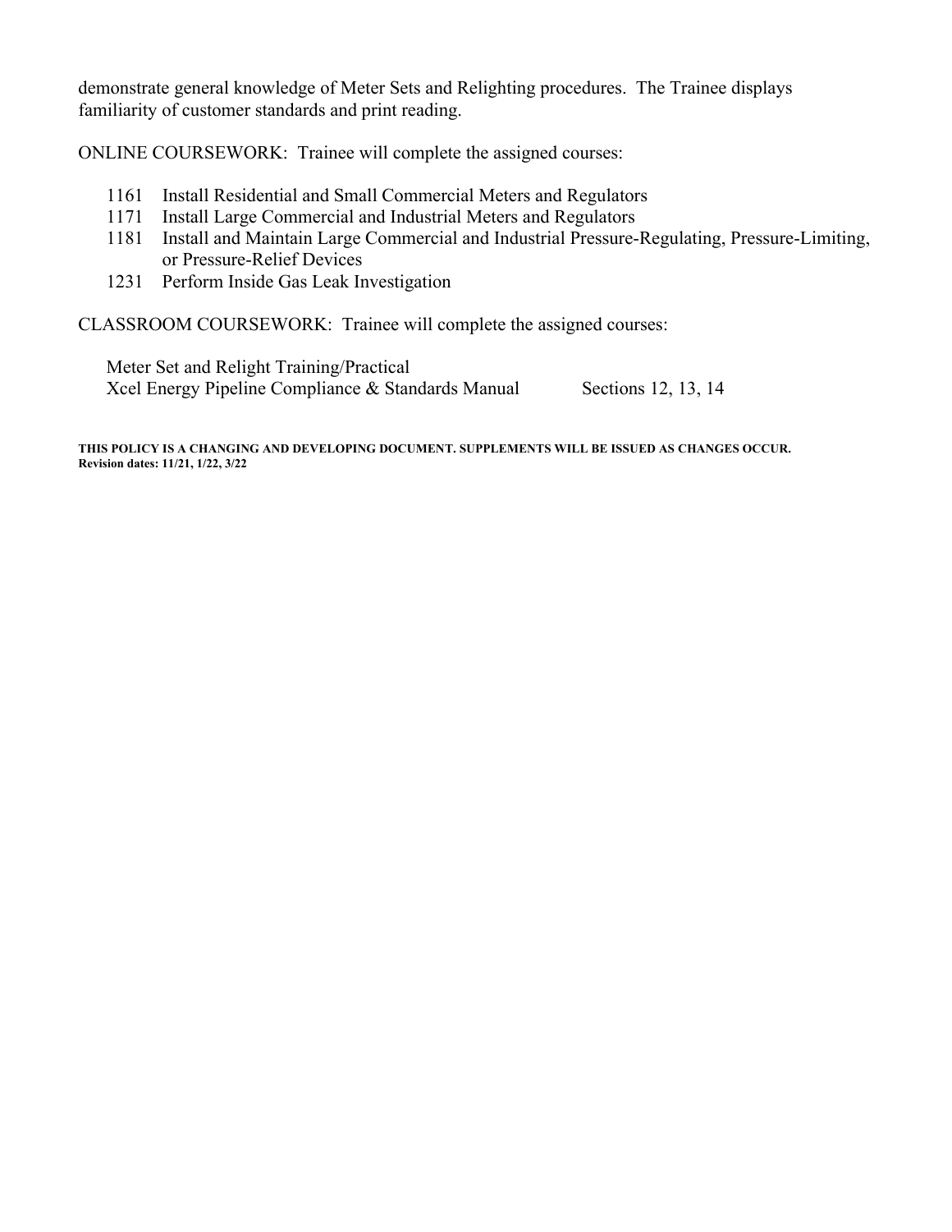demonstrate general knowledge of Meter Sets and Relighting procedures. The Trainee displays familiarity of customer standards and print reading.

ONLINE COURSEWORK: Trainee will complete the assigned courses:

- 1161 Install Residential and Small Commercial Meters and Regulators
- 1171 Install Large Commercial and Industrial Meters and Regulators
- 1181 Install and Maintain Large Commercial and Industrial Pressure-Regulating, Pressure-Limiting, or Pressure-Relief Devices
- 1231 Perform Inside Gas Leak Investigation

CLASSROOM COURSEWORK: Trainee will complete the assigned courses:

| | |
|---|---|
| Meter Set and Relight Training/Practical | |
| Xcel Energy Pipeline Compliance & Standards Manual | Sections 12, 13, 14 |

**THIS POLICY IS A CHANGING AND DEVELOPING DOCUMENT. SUPPLEMENTS WILL BE ISSUED AS CHANGES OCCUR.**
**Revision dates: 11/21, 1/22, 3/22**